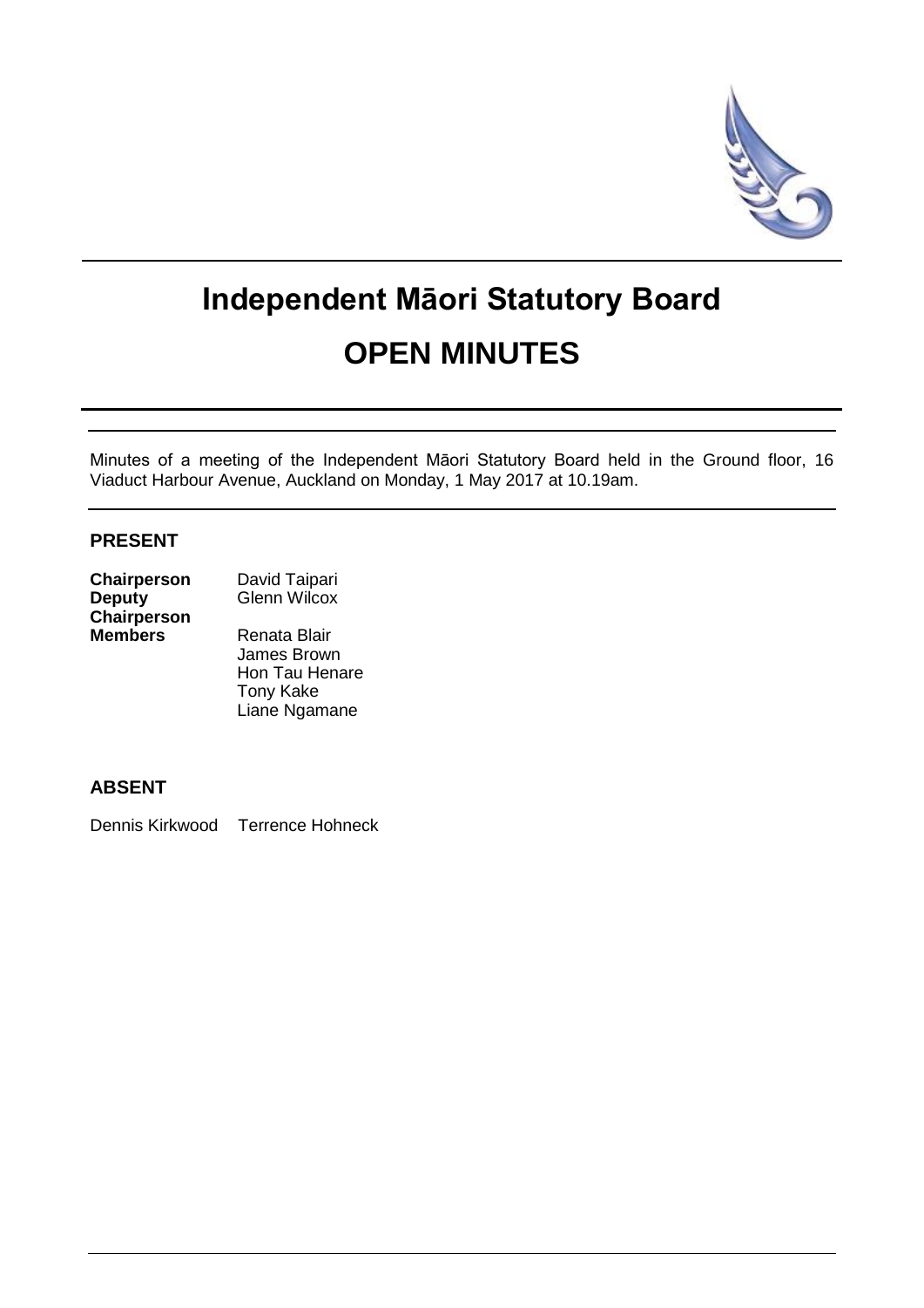# Independent Māori Statutory Board

# OPEN MINUTES

Minutes of a meeting of the Independent Māori Statutory Board held in the Ground floor, 16 Viaduct Harbour Avenue, Auckland on Monday, 1 May 2017 at 10.19am.

## PRESENT

| | |
|---|---|
| **Chairperson** | David Taipari |
| **Deputy Chairperson** | Glenn Wilcox |
| **Members** | Renata Blair |
| | James Brown |
| | Hon Tau Henare |
| | Tony Kake |
| | Liane Ngamane |

## ABSENT

Dennis Kirkwood    Terrence Hohneck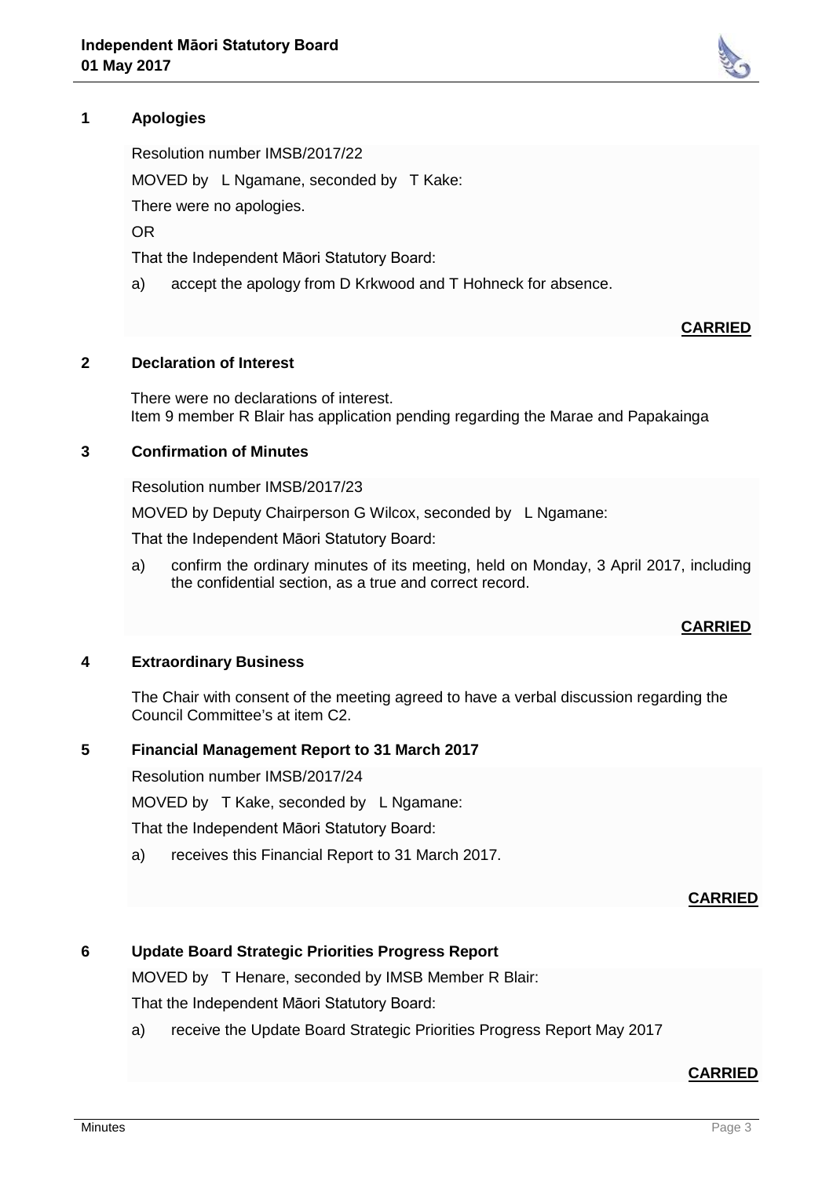## 1 Apologies

Resolution number IMSB/2017/22

MOVED by L Ngamane, seconded by T Kake:

There were no apologies.

OR

That the Independent Māori Statutory Board:

a) accept the apology from D Krkwood and T Hohneck for absence.

**CARRIED**

## 2 Declaration of Interest

There were no declarations of interest.
Item 9 member R Blair has application pending regarding the Marae and Papakainga

## 3 Confirmation of Minutes

Resolution number IMSB/2017/23

MOVED by Deputy Chairperson G Wilcox, seconded by L Ngamane:

That the Independent Māori Statutory Board:

a) confirm the ordinary minutes of its meeting, held on Monday, 3 April 2017, including the confidential section, as a true and correct record.

**CARRIED**

## 4 Extraordinary Business

The Chair with consent of the meeting agreed to have a verbal discussion regarding the Council Committee's at item C2.

## 5 Financial Management Report to 31 March 2017

Resolution number IMSB/2017/24

MOVED by T Kake, seconded by L Ngamane:

That the Independent Māori Statutory Board:

a) receives this Financial Report to 31 March 2017.

**CARRIED**

## 6 Update Board Strategic Priorities Progress Report

MOVED by T Henare, seconded by IMSB Member R Blair:

That the Independent Māori Statutory Board:

a) receive the Update Board Strategic Priorities Progress Report May 2017

**CARRIED**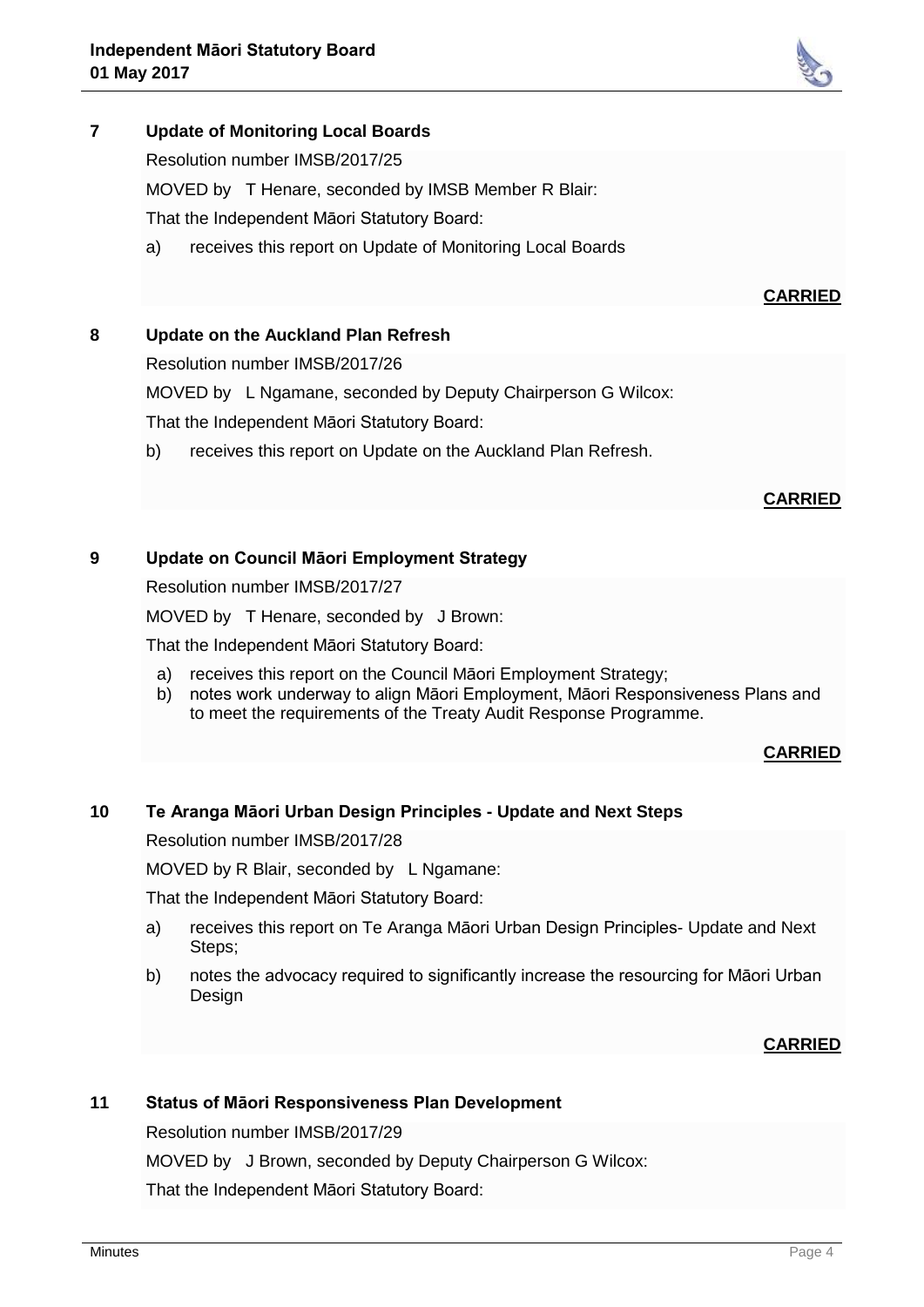## 7 Update of Monitoring Local Boards

Resolution number IMSB/2017/25

MOVED by T Henare, seconded by IMSB Member R Blair:

That the Independent Māori Statutory Board:

a) receives this report on Update of Monitoring Local Boards

**CARRIED**

## 8 Update on the Auckland Plan Refresh

Resolution number IMSB/2017/26

MOVED by L Ngamane, seconded by Deputy Chairperson G Wilcox:

That the Independent Māori Statutory Board:

b) receives this report on Update on the Auckland Plan Refresh.

**CARRIED**

## 9 Update on Council Māori Employment Strategy

Resolution number IMSB/2017/27

MOVED by T Henare, seconded by J Brown:

That the Independent Māori Statutory Board:

a) receives this report on the Council Māori Employment Strategy;
b) notes work underway to align Māori Employment, Māori Responsiveness Plans and to meet the requirements of the Treaty Audit Response Programme.

**CARRIED**

## 10 Te Aranga Māori Urban Design Principles - Update and Next Steps

Resolution number IMSB/2017/28

MOVED by R Blair, seconded by L Ngamane:

That the Independent Māori Statutory Board:

a) receives this report on Te Aranga Māori Urban Design Principles- Update and Next Steps;

b) notes the advocacy required to significantly increase the resourcing for Māori Urban Design

**CARRIED**

## 11 Status of Māori Responsiveness Plan Development

Resolution number IMSB/2017/29

MOVED by J Brown, seconded by Deputy Chairperson G Wilcox:

That the Independent Māori Statutory Board: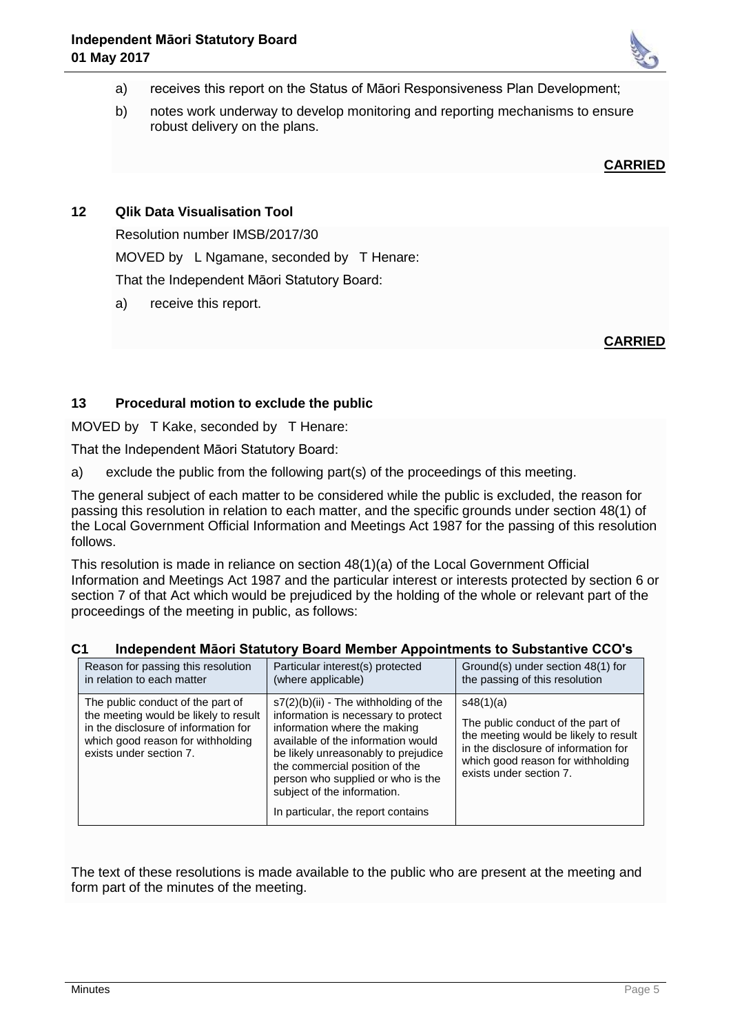a) receives this report on the Status of Māori Responsiveness Plan Development;

b) notes work underway to develop monitoring and reporting mechanisms to ensure robust delivery on the plans.

**CARRIED**

## 12 Qlik Data Visualisation Tool

Resolution number IMSB/2017/30

MOVED by L Ngamane, seconded by T Henare:

That the Independent Māori Statutory Board:

a) receive this report.

**CARRIED**

## 13 Procedural motion to exclude the public

MOVED by T Kake, seconded by T Henare:

That the Independent Māori Statutory Board:

a) exclude the public from the following part(s) of the proceedings of this meeting.

The general subject of each matter to be considered while the public is excluded, the reason for passing this resolution in relation to each matter, and the specific grounds under section 48(1) of the Local Government Official Information and Meetings Act 1987 for the passing of this resolution follows.

This resolution is made in reliance on section 48(1)(a) of the Local Government Official Information and Meetings Act 1987 and the particular interest or interests protected by section 6 or section 7 of that Act which would be prejudiced by the holding of the whole or relevant part of the proceedings of the meeting in public, as follows:

### C1 Independent Māori Statutory Board Member Appointments to Substantive CCO's

| Reason for passing this resolution in relation to each matter | Particular interest(s) protected (where applicable) | Ground(s) under section 48(1) for the passing of this resolution |
|---|---|---|
| The public conduct of the part of the meeting would be likely to result in the disclosure of information for which good reason for withholding exists under section 7. | s7(2)(b)(ii) - The withholding of the information is necessary to protect information where the making available of the information would be likely unreasonably to prejudice the commercial position of the person who supplied or who is the subject of the information.<br><br>In particular, the report contains | s48(1)(a)<br><br>The public conduct of the part of the meeting would be likely to result in the disclosure of information for which good reason for withholding exists under section 7. |

The text of these resolutions is made available to the public who are present at the meeting and form part of the minutes of the meeting.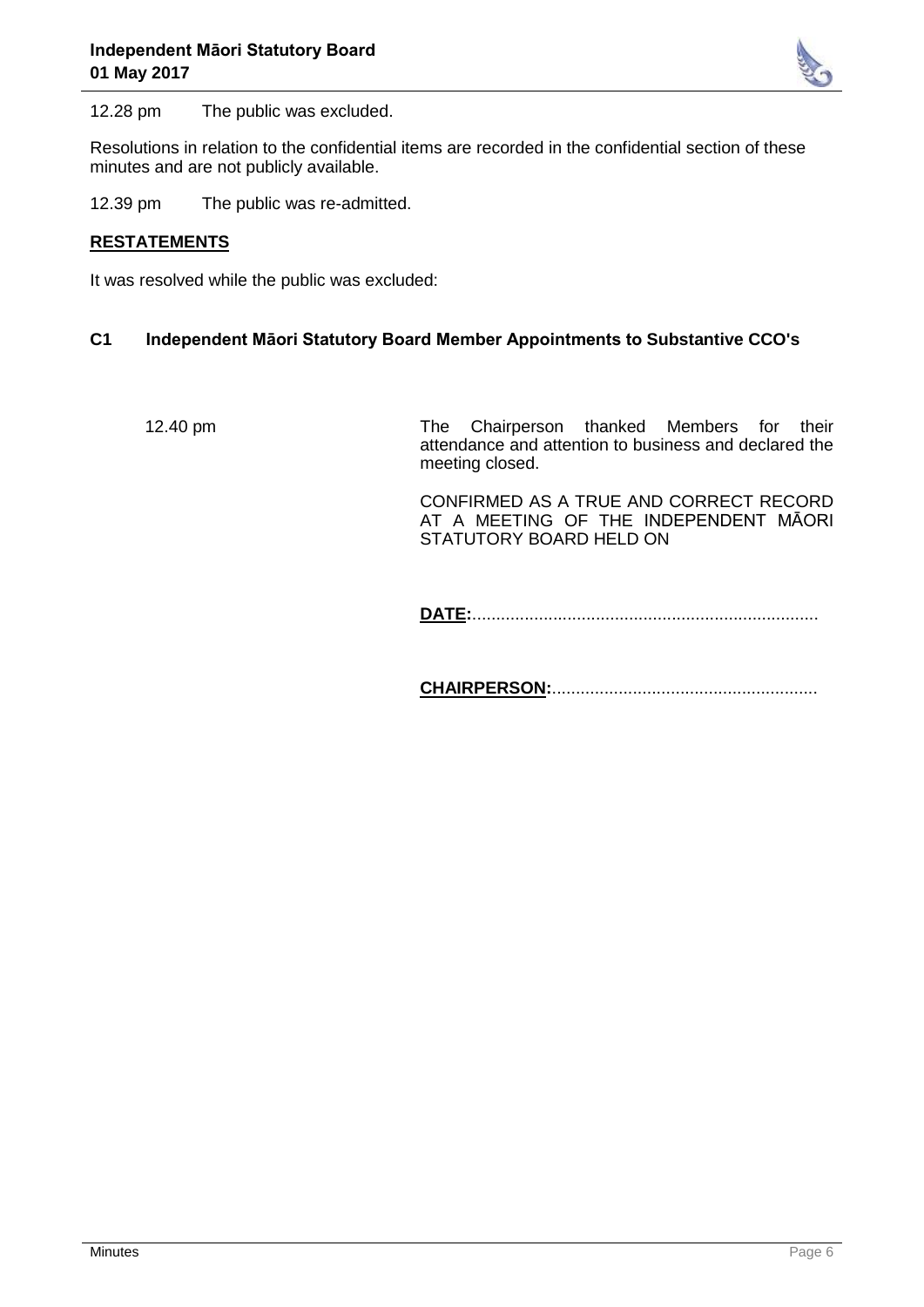12.28 pm The public was excluded.

Resolutions in relation to the confidential items are recorded in the confidential section of these minutes and are not publicly available.

12.39 pm The public was re-admitted.

**RESTATEMENTS**

It was resolved while the public was excluded:

### C1 Independent Māori Statutory Board Member Appointments to Substantive CCO's

12.40 pm The Chairperson thanked Members for their attendance and attention to business and declared the meeting closed.

CONFIRMED AS A TRUE AND CORRECT RECORD AT A MEETING OF THE INDEPENDENT MĀORI STATUTORY BOARD HELD ON

**DATE:**.........................................................................

**CHAIRPERSON:**........................................................